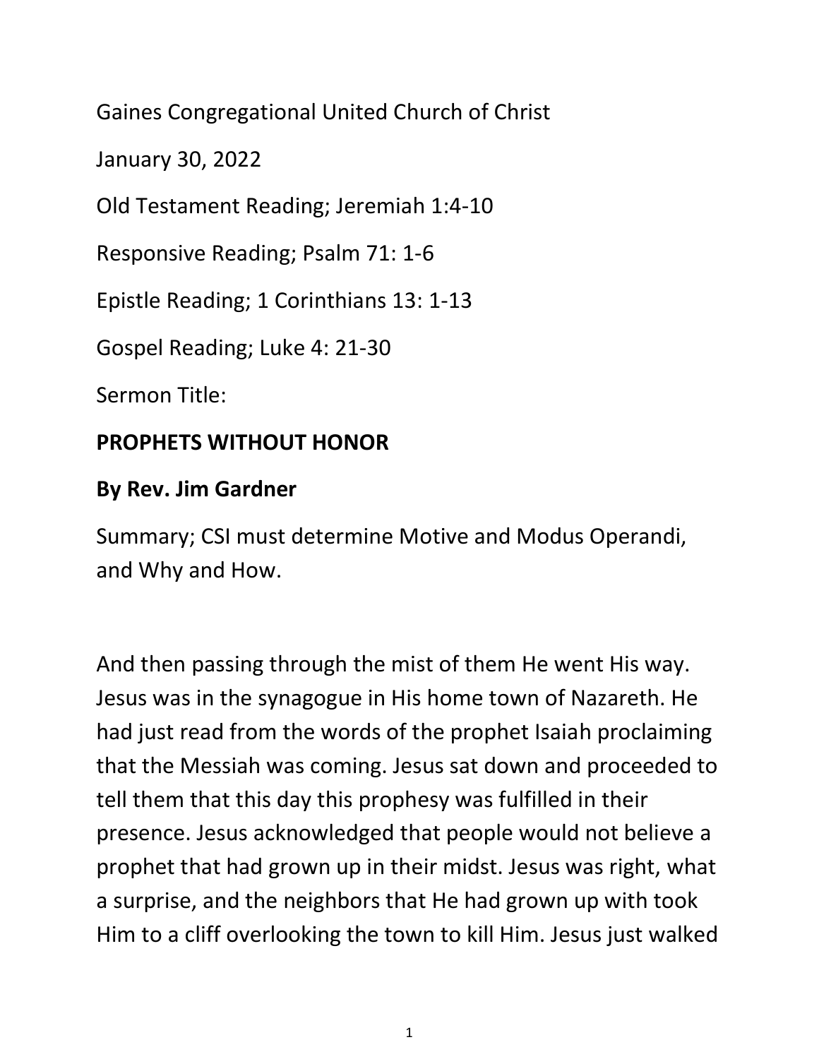Gaines Congregational United Church of Christ

January 30, 2022

Old Testament Reading; Jeremiah 1:4-10

Responsive Reading; Psalm 71: 1-6

Epistle Reading; 1 Corinthians 13: 1-13

Gospel Reading; Luke 4: 21-30

Sermon Title:

**PROPHETS WITHOUT HONOR**

**By Rev. Jim Gardner**

Summary; CSI must determine Motive and Modus Operandi, and Why and How.

And then passing through the mist of them He went His way. Jesus was in the synagogue in His home town of Nazareth. He had just read from the words of the prophet Isaiah proclaiming that the Messiah was coming. Jesus sat down and proceeded to tell them that this day this prophesy was fulfilled in their presence. Jesus acknowledged that people would not believe a prophet that had grown up in their midst. Jesus was right, what a surprise, and the neighbors that He had grown up with took Him to a cliff overlooking the town to kill Him. Jesus just walked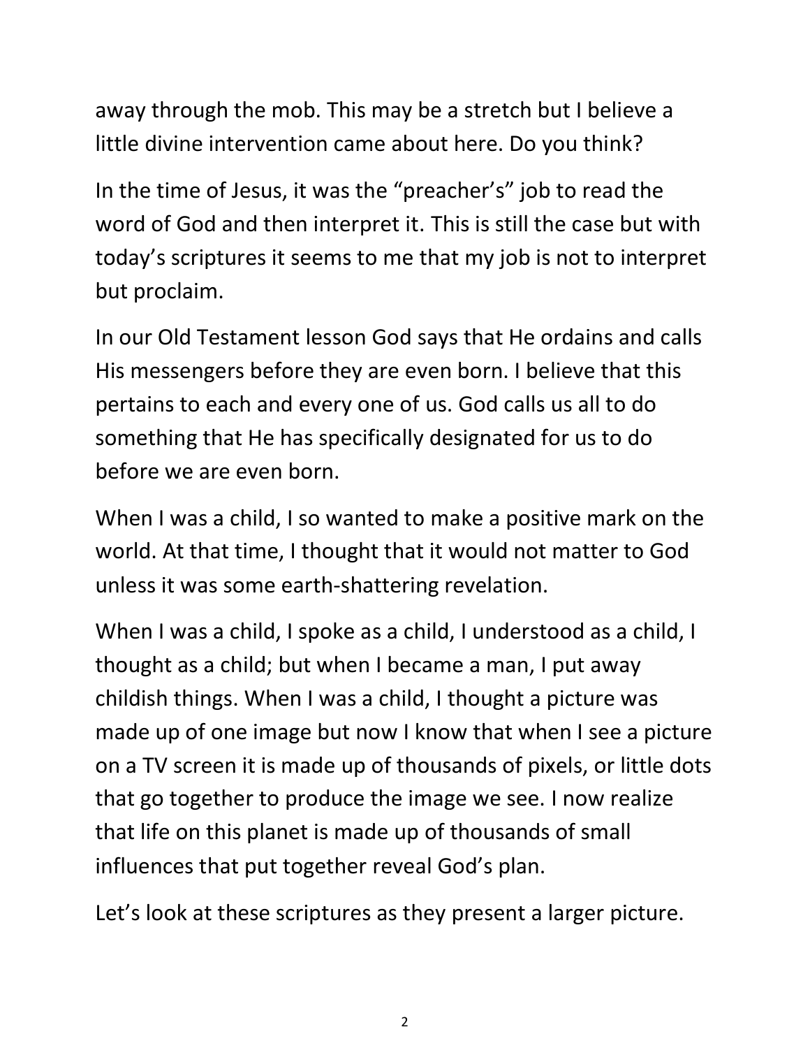away through the mob. This may be a stretch but I believe a little divine intervention came about here. Do you think?

In the time of Jesus, it was the "preacher's" job to read the word of God and then interpret it. This is still the case but with today's scriptures it seems to me that my job is not to interpret but proclaim.

In our Old Testament lesson God says that He ordains and calls His messengers before they are even born. I believe that this pertains to each and every one of us. God calls us all to do something that He has specifically designated for us to do before we are even born.

When I was a child, I so wanted to make a positive mark on the world. At that time, I thought that it would not matter to God unless it was some earth-shattering revelation.

When I was a child, I spoke as a child, I understood as a child, I thought as a child; but when I became a man, I put away childish things. When I was a child, I thought a picture was made up of one image but now I know that when I see a picture on a TV screen it is made up of thousands of pixels, or little dots that go together to produce the image we see. I now realize that life on this planet is made up of thousands of small influences that put together reveal God's plan.

Let's look at these scriptures as they present a larger picture.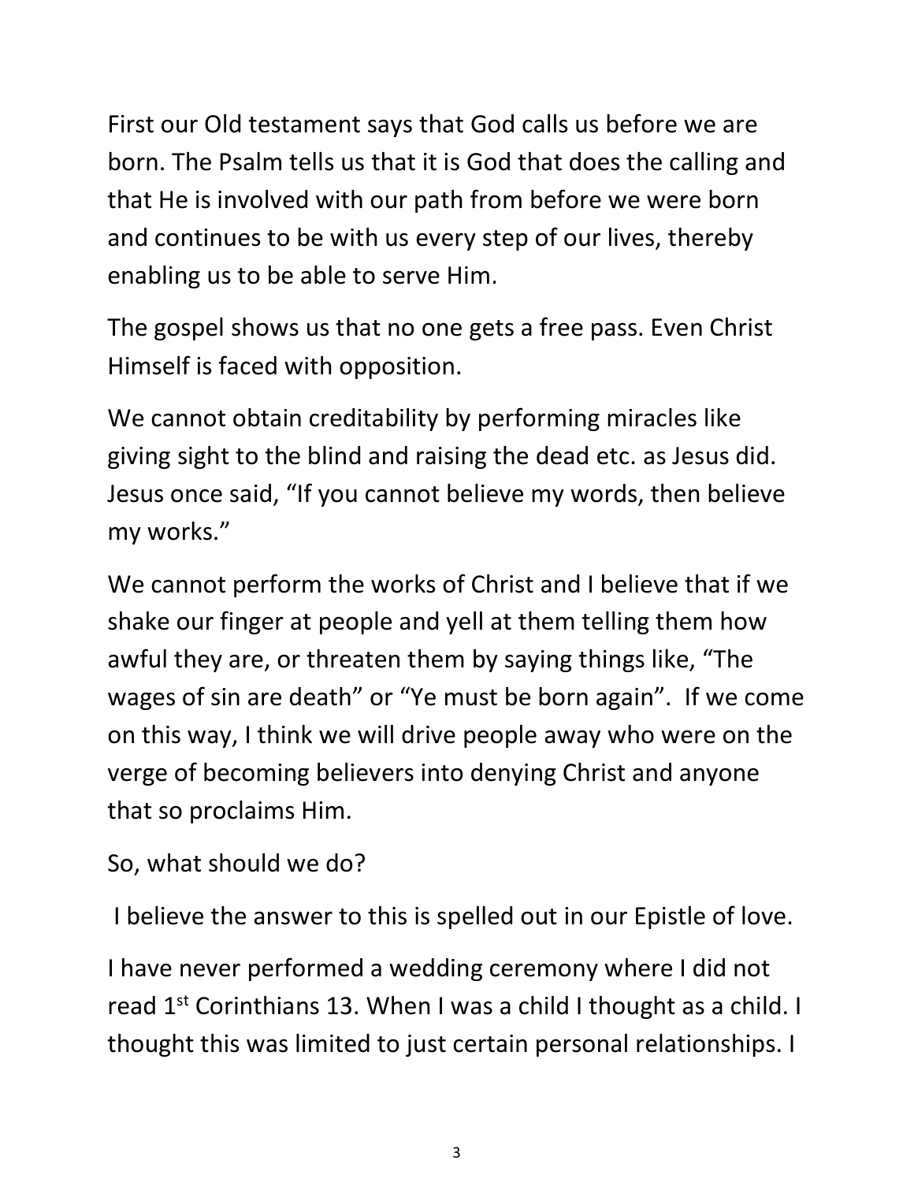First our Old testament says that God calls us before we are born. The Psalm tells us that it is God that does the calling and that He is involved with our path from before we were born and continues to be with us every step of our lives, thereby enabling us to be able to serve Him.

The gospel shows us that no one gets a free pass. Even Christ Himself is faced with opposition.

We cannot obtain creditability by performing miracles like giving sight to the blind and raising the dead etc. as Jesus did. Jesus once said, "If you cannot believe my words, then believe my works."

We cannot perform the works of Christ and I believe that if we shake our finger at people and yell at them telling them how awful they are, or threaten them by saying things like, "The wages of sin are death" or "Ye must be born again". If we come on this way, I think we will drive people away who were on the verge of becoming believers into denying Christ and anyone that so proclaims Him.

So, what should we do?

I believe the answer to this is spelled out in our Epistle of love.

I have never performed a wedding ceremony where I did not read 1st Corinthians 13. When I was a child I thought as a child. I thought this was limited to just certain personal relationships. I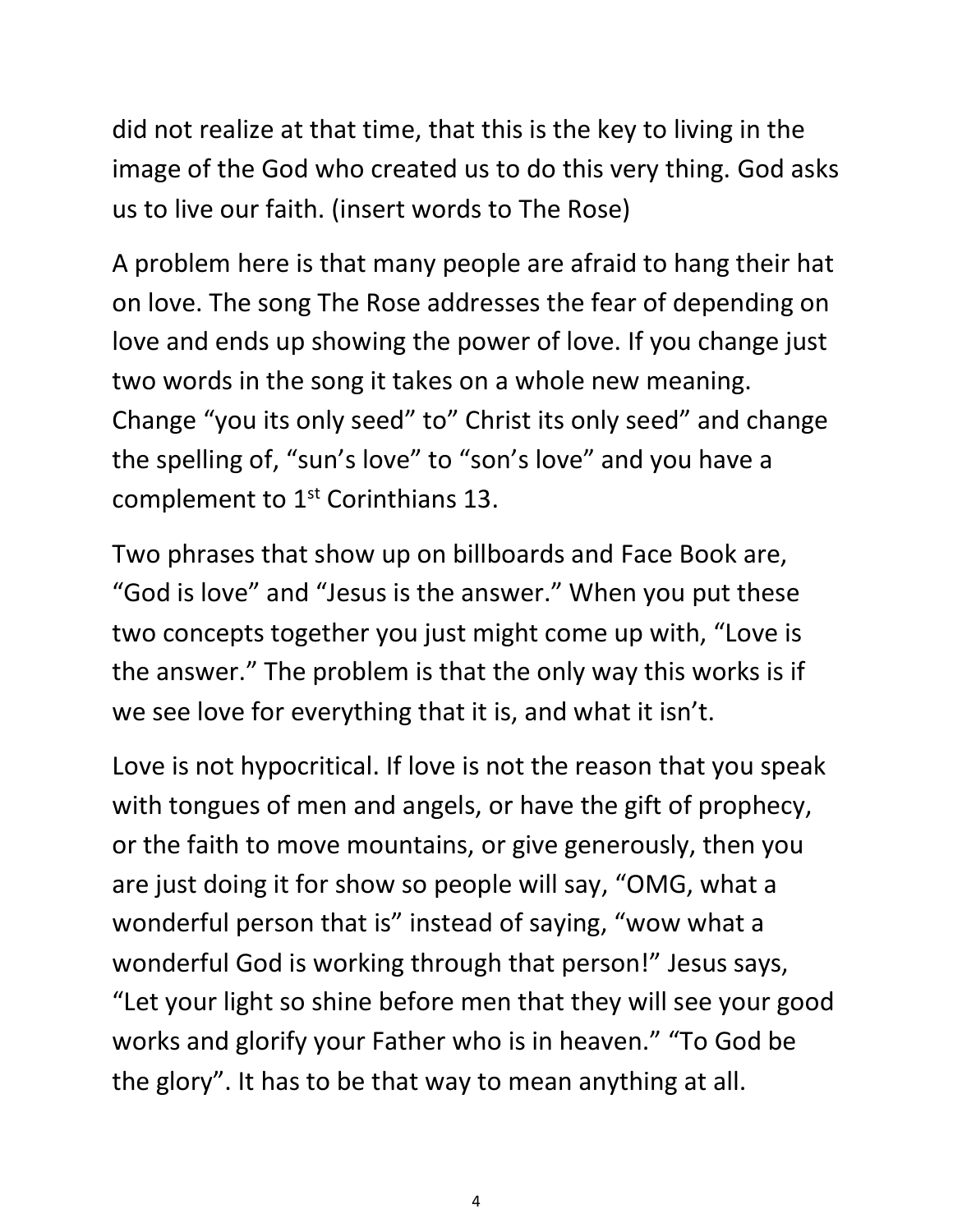did not realize at that time, that this is the key to living in the image of the God who created us to do this very thing. God asks us to live our faith. (insert words to The Rose)

A problem here is that many people are afraid to hang their hat on love. The song The Rose addresses the fear of depending on love and ends up showing the power of love. If you change just two words in the song it takes on a whole new meaning. Change "you its only seed" to" Christ its only seed" and change the spelling of, "sun's love" to "son's love" and you have a complement to 1st Corinthians 13.

Two phrases that show up on billboards and Face Book are, "God is love" and "Jesus is the answer." When you put these two concepts together you just might come up with, "Love is the answer." The problem is that the only way this works is if we see love for everything that it is, and what it isn't.

Love is not hypocritical. If love is not the reason that you speak with tongues of men and angels, or have the gift of prophecy, or the faith to move mountains, or give generously, then you are just doing it for show so people will say, "OMG, what a wonderful person that is" instead of saying, "wow what a wonderful God is working through that person!" Jesus says, "Let your light so shine before men that they will see your good works and glorify your Father who is in heaven." "To God be the glory". It has to be that way to mean anything at all.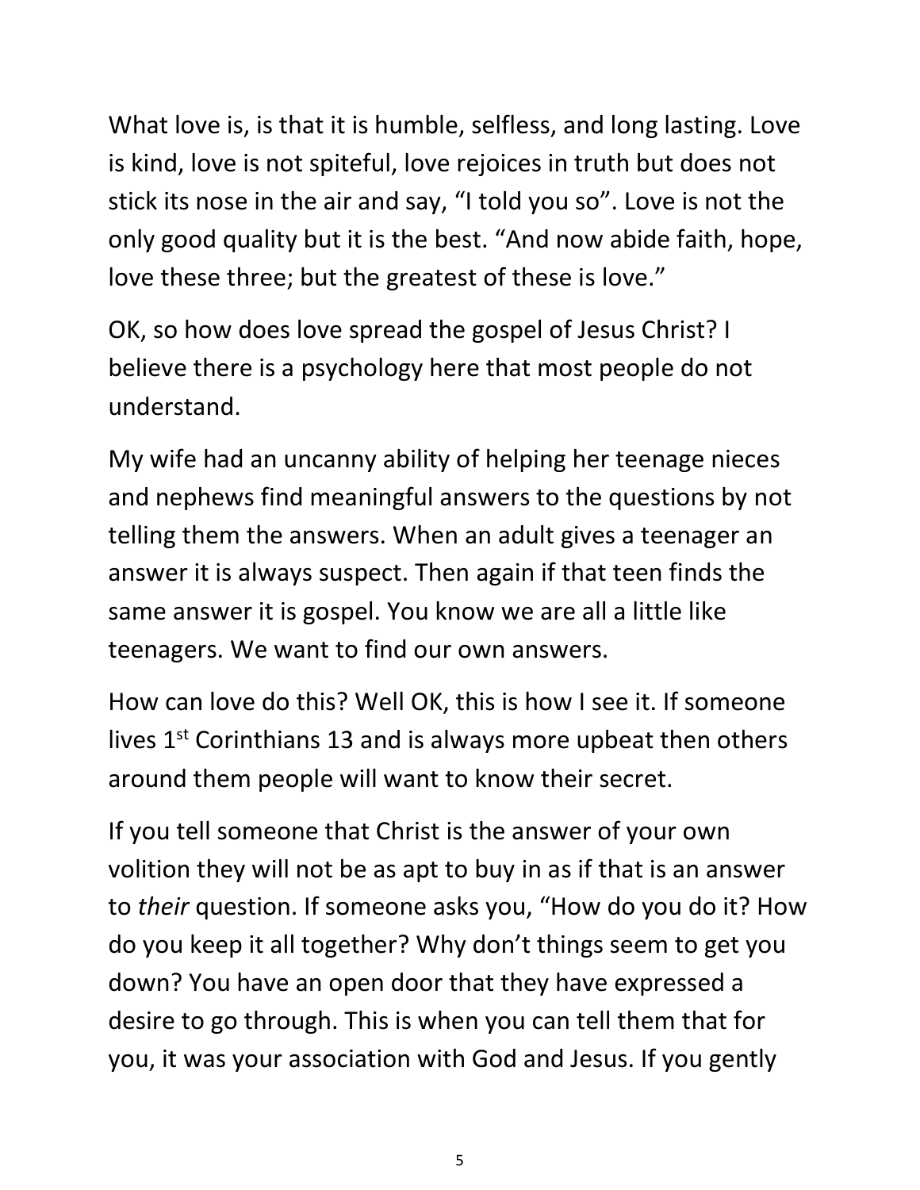What love is, is that it is humble, selfless, and long lasting. Love is kind, love is not spiteful, love rejoices in truth but does not stick its nose in the air and say, “I told you so”. Love is not the only good quality but it is the best. “And now abide faith, hope, love these three; but the greatest of these is love.”

OK, so how does love spread the gospel of Jesus Christ? I believe there is a psychology here that most people do not understand.

My wife had an uncanny ability of helping her teenage nieces and nephews find meaningful answers to the questions by not telling them the answers. When an adult gives a teenager an answer it is always suspect. Then again if that teen finds the same answer it is gospel. You know we are all a little like teenagers. We want to find our own answers.

How can love do this? Well OK, this is how I see it. If someone lives 1st Corinthians 13 and is always more upbeat then others around them people will want to know their secret.

If you tell someone that Christ is the answer of your own volition they will not be as apt to buy in as if that is an answer to *their* question. If someone asks you, “How do you do it? How do you keep it all together? Why don’t things seem to get you down? You have an open door that they have expressed a desire to go through. This is when you can tell them that for you, it was your association with God and Jesus. If you gently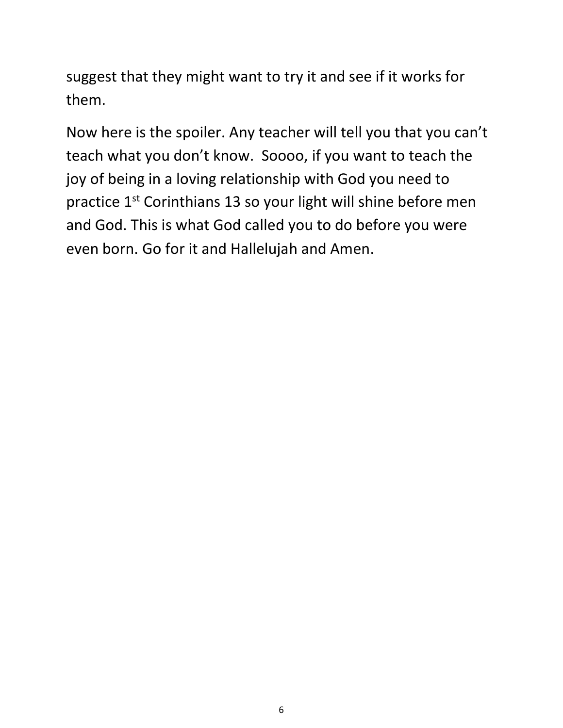suggest that they might want to try it and see if it works for them.

Now here is the spoiler. Any teacher will tell you that you can't teach what you don't know. Soooo, if you want to teach the joy of being in a loving relationship with God you need to practice 1st Corinthians 13 so your light will shine before men and God. This is what God called you to do before you were even born. Go for it and Hallelujah and Amen.